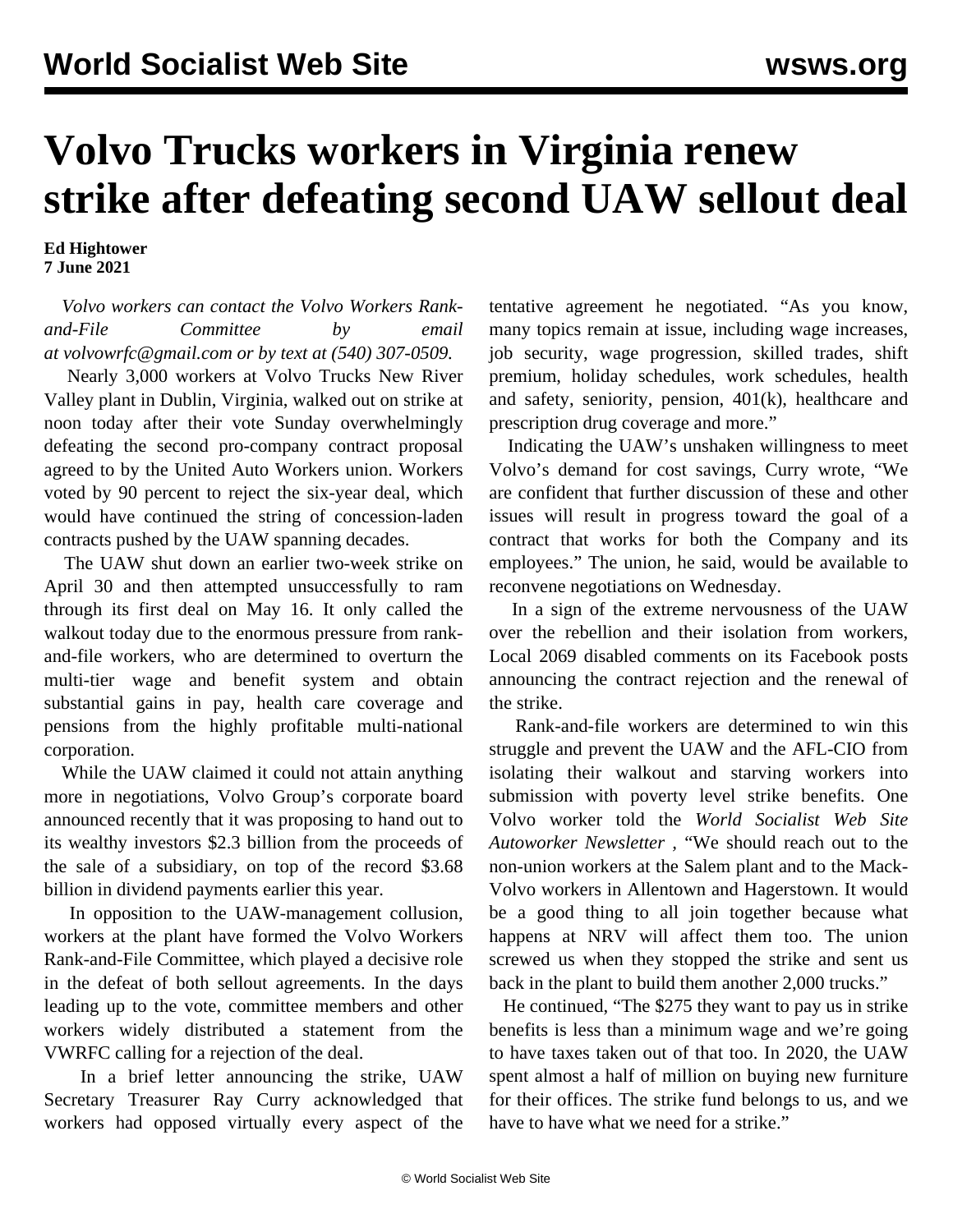# Volvo Trucks workers in Virginia renew strike after defeating second UAW sellout deal

**Ed Hightower**
**7 June 2021**

*Volvo workers can contact the Volvo Workers Rank-and-File Committee by email at volvowrfc@gmail.com or by text at (540) 307-0509.*

Nearly 3,000 workers at Volvo Trucks New River Valley plant in Dublin, Virginia, walked out on strike at noon today after their vote Sunday overwhelmingly defeating the second pro-company contract proposal agreed to by the United Auto Workers union. Workers voted by 90 percent to reject the six-year deal, which would have continued the string of concession-laden contracts pushed by the UAW spanning decades.

The UAW shut down an earlier two-week strike on April 30 and then attempted unsuccessfully to ram through its first deal on May 16. It only called the walkout today due to the enormous pressure from rank-and-file workers, who are determined to overturn the multi-tier wage and benefit system and obtain substantial gains in pay, health care coverage and pensions from the highly profitable multi-national corporation.

While the UAW claimed it could not attain anything more in negotiations, Volvo Group's corporate board announced recently that it was proposing to hand out to its wealthy investors $2.3 billion from the proceeds of the sale of a subsidiary, on top of the record $3.68 billion in dividend payments earlier this year.

In opposition to the UAW-management collusion, workers at the plant have formed the Volvo Workers Rank-and-File Committee, which played a decisive role in the defeat of both sellout agreements. In the days leading up to the vote, committee members and other workers widely distributed a statement from the VWRFC calling for a rejection of the deal.

In a brief letter announcing the strike, UAW Secretary Treasurer Ray Curry acknowledged that workers had opposed virtually every aspect of the tentative agreement he negotiated. "As you know, many topics remain at issue, including wage increases, job security, wage progression, skilled trades, shift premium, holiday schedules, work schedules, health and safety, seniority, pension, 401(k), healthcare and prescription drug coverage and more."

Indicating the UAW's unshaken willingness to meet Volvo's demand for cost savings, Curry wrote, "We are confident that further discussion of these and other issues will result in progress toward the goal of a contract that works for both the Company and its employees." The union, he said, would be available to reconvene negotiations on Wednesday.

In a sign of the extreme nervousness of the UAW over the rebellion and their isolation from workers, Local 2069 disabled comments on its Facebook posts announcing the contract rejection and the renewal of the strike.

Rank-and-file workers are determined to win this struggle and prevent the UAW and the AFL-CIO from isolating their walkout and starving workers into submission with poverty level strike benefits. One Volvo worker told the *World Socialist Web Site Autoworker Newsletter* , "We should reach out to the non-union workers at the Salem plant and to the Mack-Volvo workers in Allentown and Hagerstown. It would be a good thing to all join together because what happens at NRV will affect them too. The union screwed us when they stopped the strike and sent us back in the plant to build them another 2,000 trucks."

He continued, "The $275 they want to pay us in strike benefits is less than a minimum wage and we're going to have taxes taken out of that too. In 2020, the UAW spent almost a half of million on buying new furniture for their offices. The strike fund belongs to us, and we have to have what we need for a strike."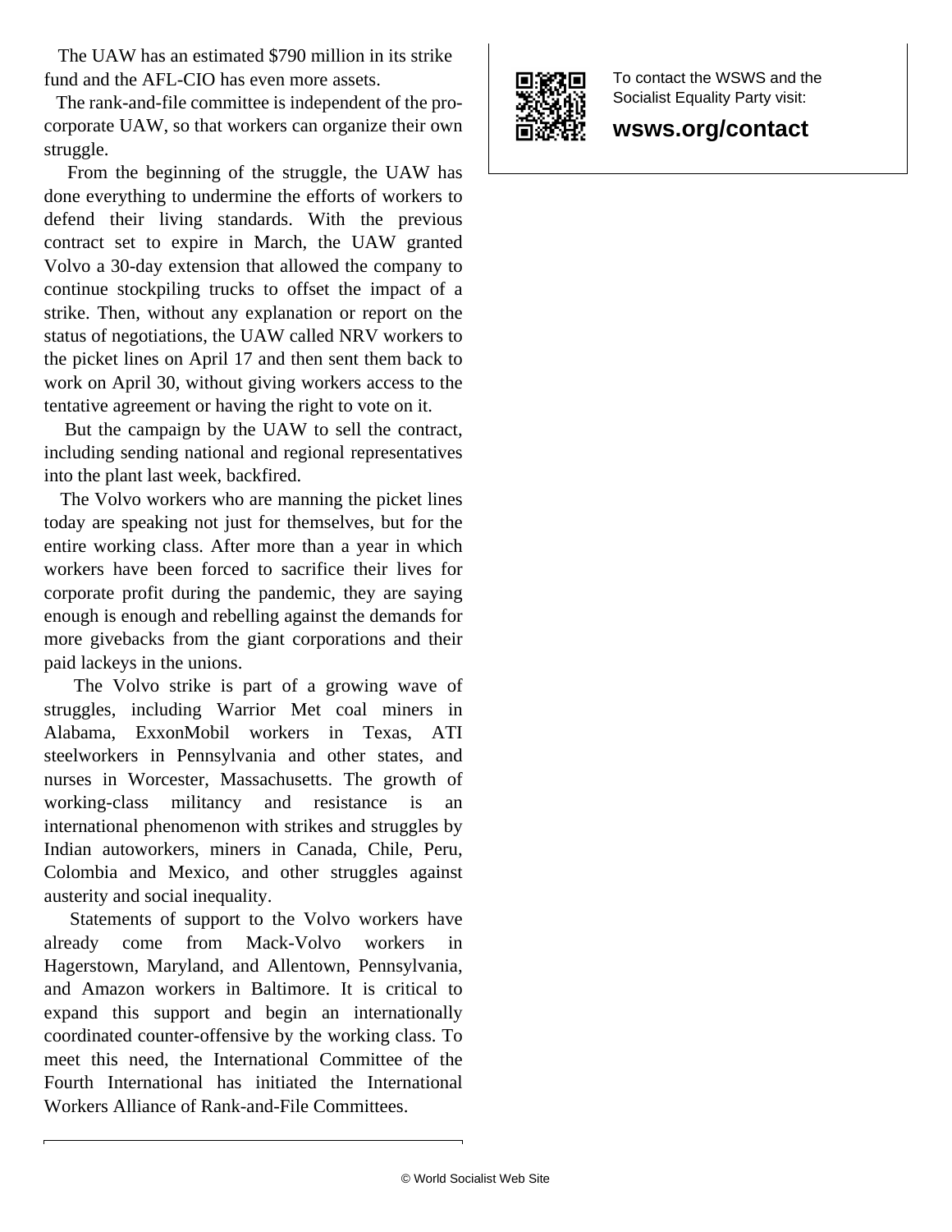The UAW has an estimated $790 million in its strike fund and the AFL-CIO has even more assets.

The rank-and-file committee is independent of the pro-corporate UAW, so that workers can organize their own struggle.

From the beginning of the struggle, the UAW has done everything to undermine the efforts of workers to defend their living standards. With the previous contract set to expire in March, the UAW granted Volvo a 30-day extension that allowed the company to continue stockpiling trucks to offset the impact of a strike. Then, without any explanation or report on the status of negotiations, the UAW called NRV workers to the picket lines on April 17 and then sent them back to work on April 30, without giving workers access to the tentative agreement or having the right to vote on it.

But the campaign by the UAW to sell the contract, including sending national and regional representatives into the plant last week, backfired.

The Volvo workers who are manning the picket lines today are speaking not just for themselves, but for the entire working class. After more than a year in which workers have been forced to sacrifice their lives for corporate profit during the pandemic, they are saying enough is enough and rebelling against the demands for more givebacks from the giant corporations and their paid lackeys in the unions.

The Volvo strike is part of a growing wave of struggles, including Warrior Met coal miners in Alabama, ExxonMobil workers in Texas, ATI steelworkers in Pennsylvania and other states, and nurses in Worcester, Massachusetts. The growth of working-class militancy and resistance is an international phenomenon with strikes and struggles by Indian autoworkers, miners in Canada, Chile, Peru, Colombia and Mexico, and other struggles against austerity and social inequality.

Statements of support to the Volvo workers have already come from Mack-Volvo workers in Hagerstown, Maryland, and Allentown, Pennsylvania, and Amazon workers in Baltimore. It is critical to expand this support and begin an internationally coordinated counter-offensive by the working class. To meet this need, the International Committee of the Fourth International has initiated the International Workers Alliance of Rank-and-File Committees.

To contact the WSWS and the Socialist Equality Party visit:

**wsws.org/contact**